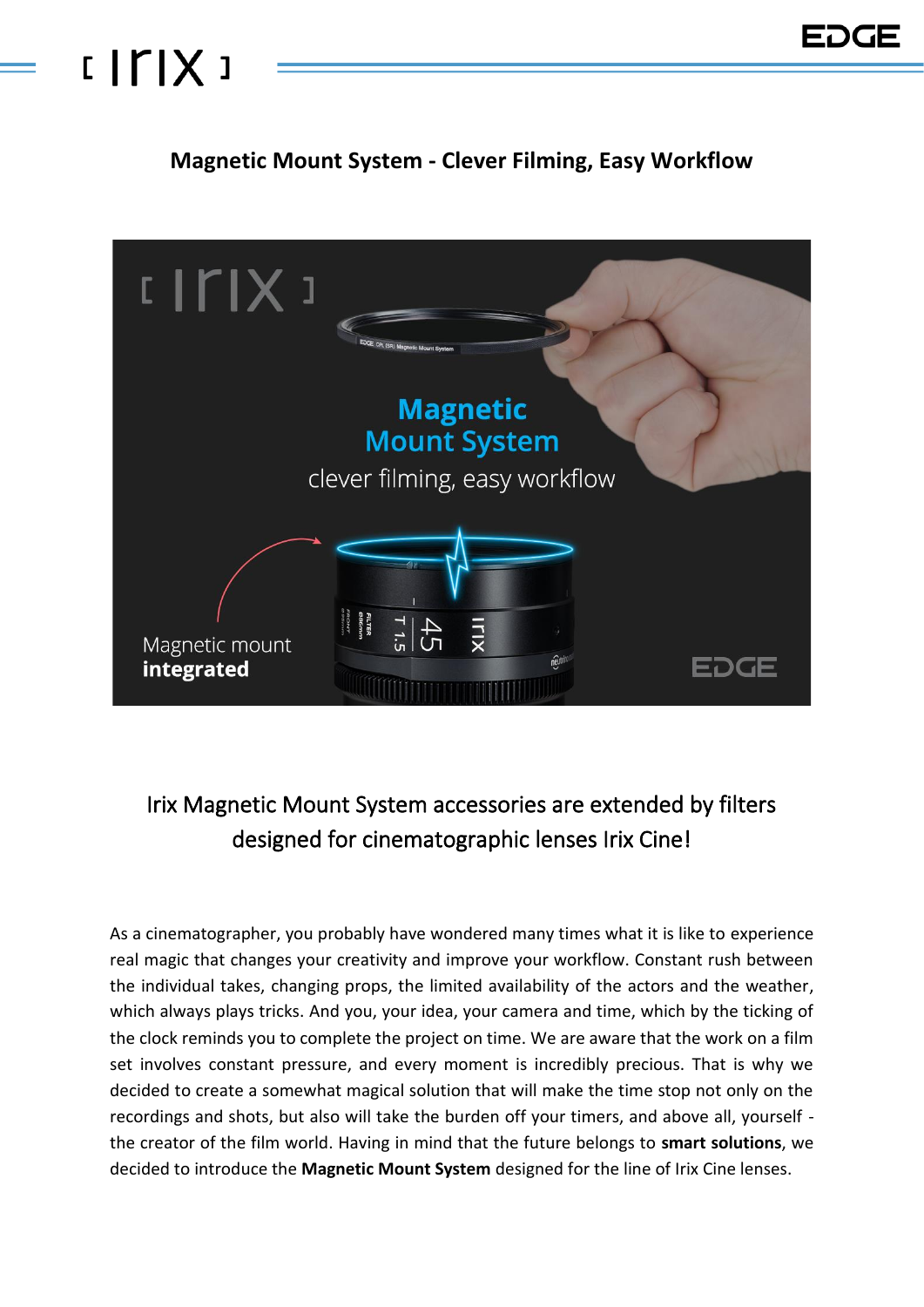# Magnetic Mount System - Clever Filming, Easy Workflow

## Irix Magnetic Mount System accessories are extended by filters designed for cinematographic lenses Irix Cine!

As a cinematographer, you probably have wondered many times what it is like to experience real magic that changes your creativity and improve your workflow. Constant rush between the individual takes, changing props, the limited availability of the actors and the weather, which always plays tricks. And you, your idea, your camera and time, which by the ticking of the clock reminds you to complete the project on time. We are aware that the work on a film set involves constant pressure, and every moment is incredibly precious. That is why we decided to create a somewhat magical solution that will make the time stop not only on the recordings and shots, but also will take the burden off your timers, and above all, yourself - the creator of the film world. Having in mind that the future belongs to **smart solutions**, we decided to introduce the **Magnetic Mount System** designed for the line of Irix Cine lenses.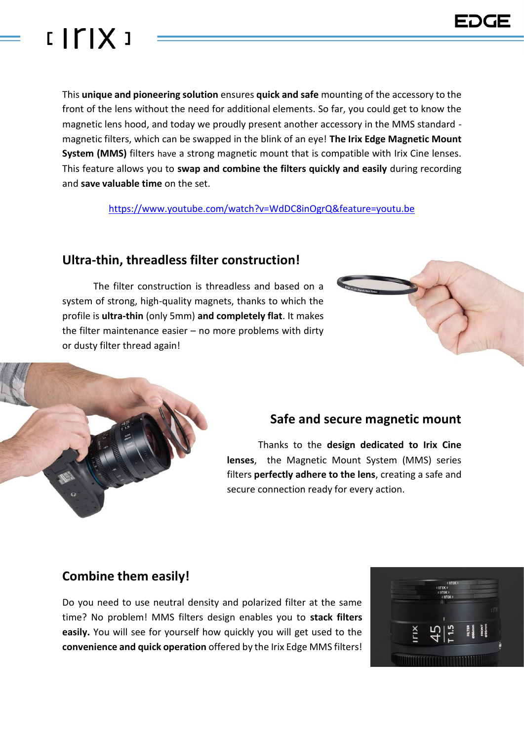This **unique and pioneering solution** ensures **quick and safe** mounting of the accessory to the front of the lens without the need for additional elements. So far, you could get to know the magnetic lens hood, and today we proudly present another accessory in the MMS standard - magnetic filters, which can be swapped in the blink of an eye! **The Irix Edge Magnetic Mount System (MMS)** filters have a strong magnetic mount that is compatible with Irix Cine lenses. This feature allows you to **swap and combine the filters quickly and easily** during recording and **save valuable time** on the set.

https://www.youtube.com/watch?v=WdDC8inOgrQ&feature=youtu.be

## Ultra-thin, threadless filter construction!

The filter construction is threadless and based on a system of strong, high-quality magnets, thanks to which the profile is **ultra-thin** (only 5mm) **and completely flat**. It makes the filter maintenance easier – no more problems with dirty or dusty filter thread again!

## Safe and secure magnetic mount

Thanks to the **design dedicated to Irix Cine lenses**, the Magnetic Mount System (MMS) series filters **perfectly adhere to the lens**, creating a safe and secure connection ready for every action.

## Combine them easily!

Do you need to use neutral density and polarized filter at the same time? No problem! MMS filters design enables you to **stack filters easily.** You will see for yourself how quickly you will get used to the **convenience and quick operation** offered by the Irix Edge MMS filters!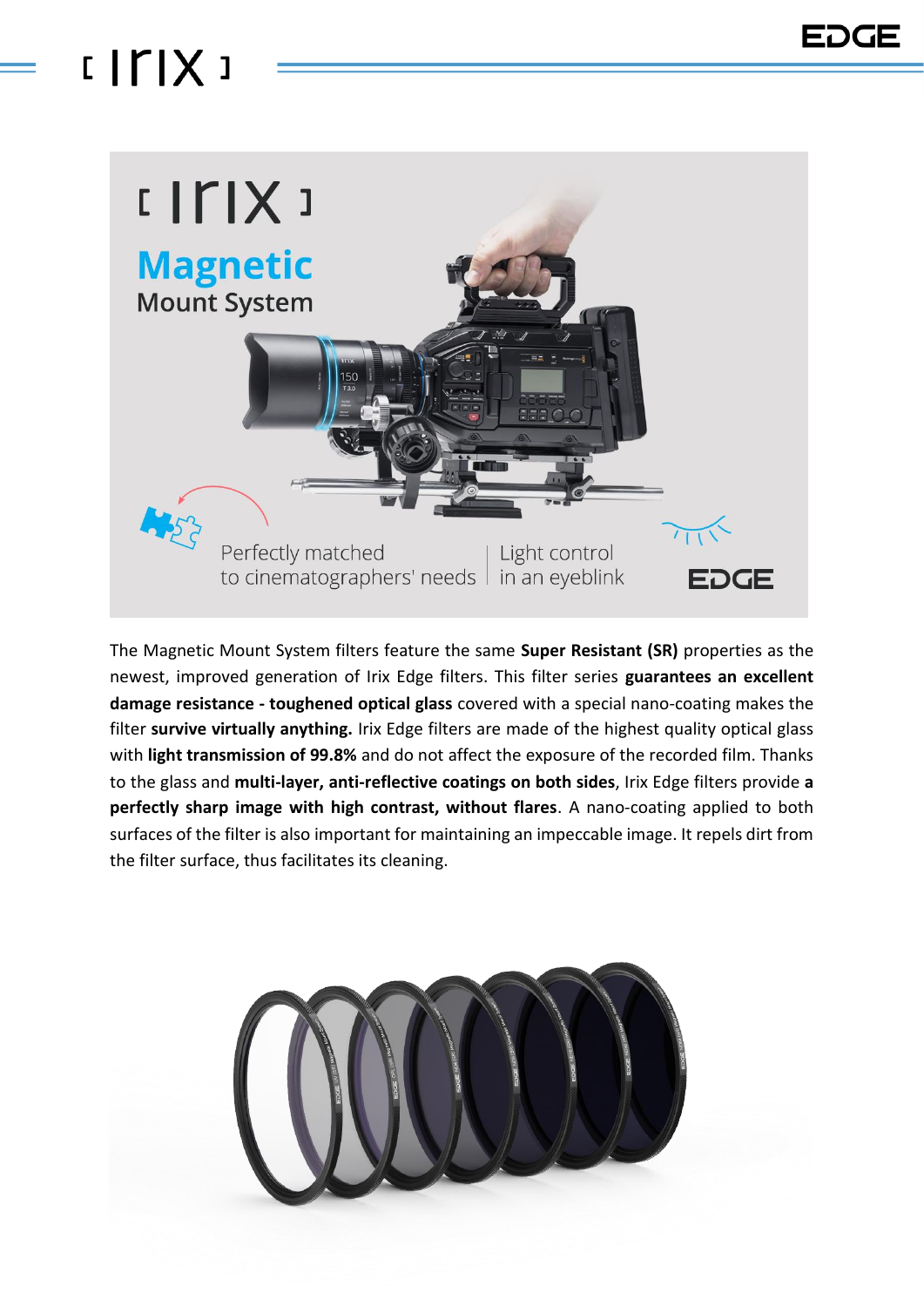The Magnetic Mount System filters feature the same **Super Resistant (SR)** properties as the newest, improved generation of Irix Edge filters. This filter series **guarantees an excellent damage resistance - toughened optical glass** covered with a special nano-coating makes the filter **survive virtually anything.** Irix Edge filters are made of the highest quality optical glass with **light transmission of 99.8%** and do not affect the exposure of the recorded film. Thanks to the glass and **multi-layer, anti-reflective coatings on both sides**, Irix Edge filters provide **a perfectly sharp image with high contrast, without flares**. A nano-coating applied to both surfaces of the filter is also important for maintaining an impeccable image. It repels dirt from the filter surface, thus facilitates its cleaning.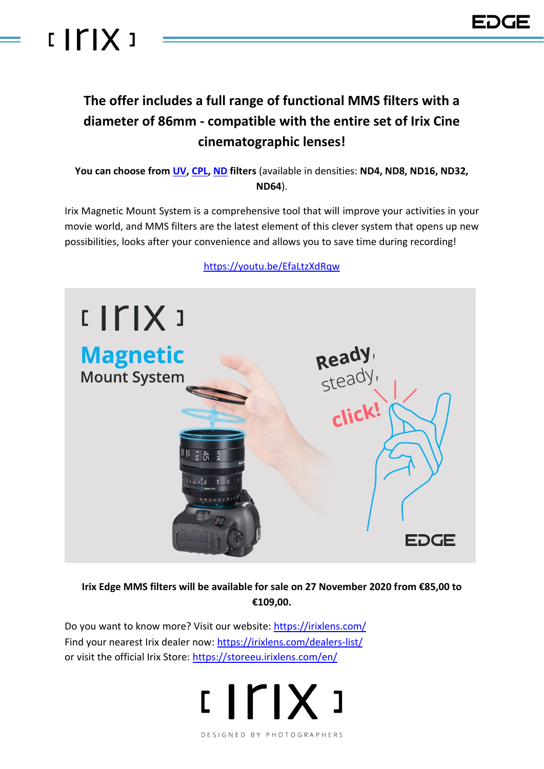**The offer includes a full range of functional MMS filters with a diameter of 86mm - compatible with the entire set of Irix Cine cinematographic lenses!**

**You can choose from UV, CPL, ND filters** (available in densities: **ND4, ND8, ND16, ND32, ND64**).

Irix Magnetic Mount System is a comprehensive tool that will improve your activities in your movie world, and MMS filters are the latest element of this clever system that opens up new possibilities, looks after your convenience and allows you to save time during recording!

https://youtu.be/EfaLtzXdRqw

**Irix Edge MMS filters will be available for sale on 27 November 2020 from €85,00 to €109,00.**

Do you want to know more? Visit our website: https://irixlens.com/
Find your nearest Irix dealer now: https://irixlens.com/dealers-list/
or visit the official Irix Store: https://storeeu.irixlens.com/en/

DESIGNED BY PHOTOGRAPHERS